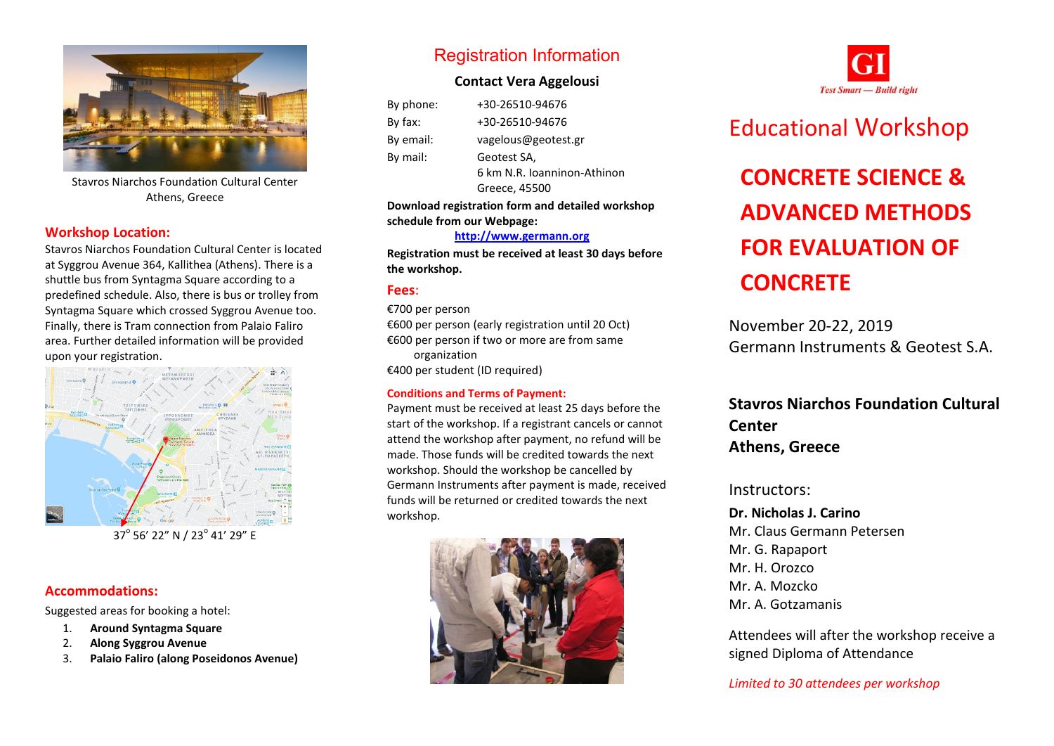Stavros Niarchos Foundation Cultural Center
Athens, Greece

## Workshop Location:

Stavros Niarchos Foundation Cultural Center is located at Syggrou Avenue 364, Kallithea (Athens). There is a shuttle bus from Syntagma Square according to a predefined schedule. Also, there is bus or trolley from Syntagma Square which crossed Syggrou Avenue too. Finally, there is Tram connection from Palaio Faliro area. Further detailed information will be provided upon your registration.

37° 56′ 22″ N / 23° 41′ 29″ E

## Accommodations:

Suggested areas for booking a hotel:

1. **Around Syntagma Square**
2. **Along Syggrou Avenue**
3. **Palaio Faliro (along Poseidonos Avenue)**

## Registration Information

**Contact Vera Aggelousi**

| | |
|---|---|
| By phone: | +30-26510-94676 |
| By fax: | +30-26510-94676 |
| By email: | vagelous@geotest.gr |
| By mail: | Geotest SA, 6 km N.R. Ioanninon-Athinon Greece, 45500 |

**Download registration form and detailed workshop schedule from our Webpage:**

**http://www.germann.org**

**Registration must be received at least 30 days before the workshop.**

### Fees:

€700 per person
€600 per person (early registration until 20 Oct)
€600 per person if two or more are from same organization
€400 per student (ID required)

### Conditions and Terms of Payment:

Payment must be received at least 25 days before the start of the workshop. If a registrant cancels or cannot attend the workshop after payment, no refund will be made. Those funds will be credited towards the next workshop. Should the workshop be cancelled by Germann Instruments after payment is made, received funds will be returned or credited towards the next workshop.

GI
*Test Smart — Build right*

# Educational Workshop

# CONCRETE SCIENCE & ADVANCED METHODS FOR EVALUATION OF CONCRETE

November 20-22, 2019
Germann Instruments & Geotest S.A.

**Stavros Niarchos Foundation Cultural Center**
**Athens, Greece**

Instructors:

**Dr. Nicholas J. Carino**
Mr. Claus Germann Petersen
Mr. G. Rapaport
Mr. H. Orozco
Mr. A. Mozcko
Mr. A. Gotzamanis

Attendees will after the workshop receive a signed Diploma of Attendance

*Limited to 30 attendees per workshop*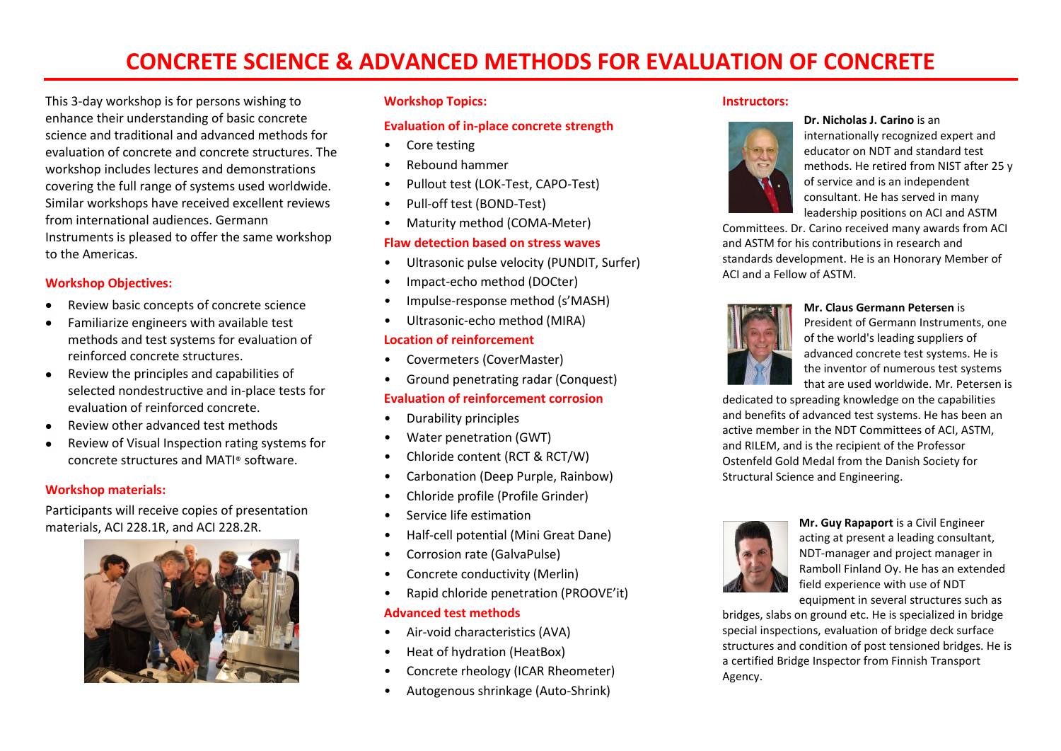# CONCRETE SCIENCE & ADVANCED METHODS FOR EVALUATION OF CONCRETE

This 3-day workshop is for persons wishing to enhance their understanding of basic concrete science and traditional and advanced methods for evaluation of concrete and concrete structures. The workshop includes lectures and demonstrations covering the full range of systems used worldwide. Similar workshops have received excellent reviews from international audiences. Germann Instruments is pleased to offer the same workshop to the Americas.

## Workshop Objectives:

- Review basic concepts of concrete science
- Familiarize engineers with available test methods and test systems for evaluation of reinforced concrete structures.
- Review the principles and capabilities of selected nondestructive and in-place tests for evaluation of reinforced concrete.
- Review other advanced test methods
- Review of Visual Inspection rating systems for concrete structures and MATI® software.

## Workshop materials:

Participants will receive copies of presentation materials, ACI 228.1R, and ACI 228.2R.

## Workshop Topics:

### Evaluation of in-place concrete strength

- Core testing
- Rebound hammer
- Pullout test (LOK-Test, CAPO-Test)
- Pull-off test (BOND-Test)
- Maturity method (COMA-Meter)

### Flaw detection based on stress waves

- Ultrasonic pulse velocity (PUNDIT, Surfer)
- Impact-echo method (DOCter)
- Impulse-response method (s'MASH)
- Ultrasonic-echo method (MIRA)

### Location of reinforcement

- Covermeters (CoverMaster)
- Ground penetrating radar (Conquest)

### Evaluation of reinforcement corrosion

- Durability principles
- Water penetration (GWT)
- Chloride content (RCT & RCT/W)
- Carbonation (Deep Purple, Rainbow)
- Chloride profile (Profile Grinder)
- Service life estimation
- Half-cell potential (Mini Great Dane)
- Corrosion rate (GalvaPulse)
- Concrete conductivity (Merlin)
- Rapid chloride penetration (PROOVE'it)

### Advanced test methods

- Air-void characteristics (AVA)
- Heat of hydration (HeatBox)
- Concrete rheology (ICAR Rheometer)
- Autogenous shrinkage (Auto-Shrink)

## Instructors:

**Dr. Nicholas J. Carino** is an internationally recognized expert and educator on NDT and standard test methods. He retired from NIST after 25 y of service and is an independent consultant. He has served in many leadership positions on ACI and ASTM Committees. Dr. Carino received many awards from ACI and ASTM for his contributions in research and standards development. He is an Honorary Member of ACI and a Fellow of ASTM.

**Mr. Claus Germann Petersen** is President of Germann Instruments, one of the world's leading suppliers of advanced concrete test systems. He is the inventor of numerous test systems that are used worldwide. Mr. Petersen is dedicated to spreading knowledge on the capabilities and benefits of advanced test systems. He has been an active member in the NDT Committees of ACI, ASTM, and RILEM, and is the recipient of the Professor Ostenfeld Gold Medal from the Danish Society for Structural Science and Engineering.

**Mr. Guy Rapaport** is a Civil Engineer acting at present a leading consultant, NDT-manager and project manager in Ramboll Finland Oy. He has an extended field experience with use of NDT equipment in several structures such as bridges, slabs on ground etc. He is specialized in bridge special inspections, evaluation of bridge deck surface structures and condition of post tensioned bridges. He is a certified Bridge Inspector from Finnish Transport Agency.